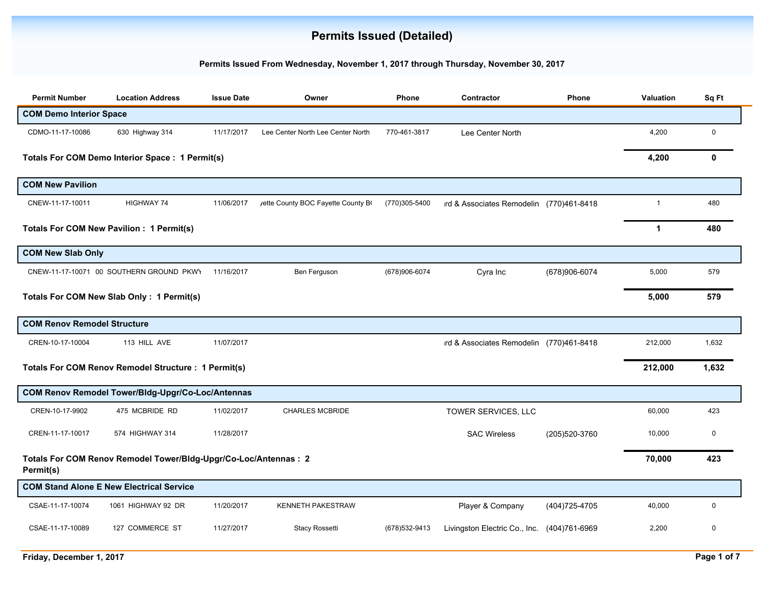# Permits Issued (Detailed)

**Permits Issued From Wednesday, November 1, 2017 through Thursday, November 30, 2017**

| Permit Number | Location Address | Issue Date | Owner | Phone | Contractor | Phone | Valuation | Sq Ft |
|---|---|---|---|---|---|---|---|---|
| **COM Demo Interior Space** | | | | | | | | |
| CDMO-11-17-10086 | 630 Highway 314 | 11/17/2017 | Lee Center North Lee Center North | 770-461-3817 | Lee Center North | | 4,200 | 0 |
| **Totals For COM Demo Interior Space : 1 Permit(s)** | | | | | | | **4,200** | **0** |
| **COM New Pavilion** | | | | | | | | |
| CNEW-11-17-10011 | HIGHWAY 74 | 11/06/2017 | ɏette County BOC Fayette County B( | (770)305-5400 | ırd & Associates Remodelin | (770)461-8418 | 1 | 480 |
| **Totals For COM New Pavilion : 1 Permit(s)** | | | | | | | **1** | **480** |
| **COM New Slab Only** | | | | | | | | |
| CNEW-11-17-10071 | 00 SOUTHERN GROUND PKWY | 11/16/2017 | Ben Ferguson | (678)906-6074 | Cyra Inc | (678)906-6074 | 5,000 | 579 |
| **Totals For COM New Slab Only : 1 Permit(s)** | | | | | | | **5,000** | **579** |
| **COM Renov Remodel Structure** | | | | | | | | |
| CREN-10-17-10004 | 113 HILL AVE | 11/07/2017 | | | ırd & Associates Remodelin | (770)461-8418 | 212,000 | 1,632 |
| **Totals For COM Renov Remodel Structure : 1 Permit(s)** | | | | | | | **212,000** | **1,632** |
| **COM Renov Remodel Tower/Bldg-Upgr/Co-Loc/Antennas** | | | | | | | | |
| CREN-10-17-9902 | 475 MCBRIDE RD | 11/02/2017 | CHARLES MCBRIDE | | TOWER SERVICES, LLC | | 60,000 | 423 |
| CREN-11-17-10017 | 574 HIGHWAY 314 | 11/28/2017 | | | SAC Wireless | (205)520-3760 | 10,000 | 0 |
| **Totals For COM Renov Remodel Tower/Bldg-Upgr/Co-Loc/Antennas : 2 Permit(s)** | | | | | | | **70,000** | **423** |
| **COM Stand Alone E New Electrical Service** | | | | | | | | |
| CSAE-11-17-10074 | 1061 HIGHWAY 92 DR | 11/20/2017 | KENNETH PAKESTRAW | | Player & Company | (404)725-4705 | 40,000 | 0 |
| CSAE-11-17-10089 | 127 COMMERCE ST | 11/27/2017 | Stacy Rossetti | (678)532-9413 | Livingston Electric Co., Inc. | (404)761-6969 | 2,200 | 0 |

**Friday, December 1, 2017**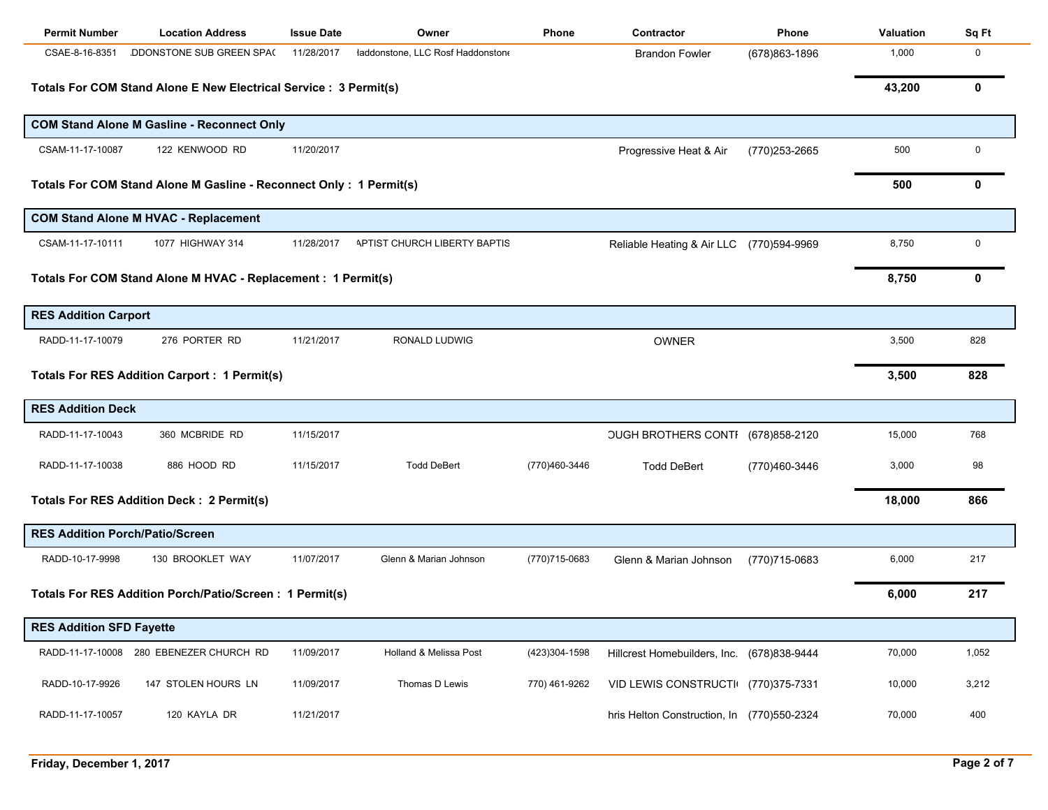| Permit Number | Location Address | Issue Date | Owner | Phone | Contractor | Phone | Valuation | Sq Ft |
|---|---|---|---|---|---|---|---|---|
| CSAE-8-16-8351 | .DDONSTONE SUB GREEN SPA( | 11/28/2017 | Haddonstone, LLC Rosf Haddonstone | | Brandon Fowler | (678)863-1896 | 1,000 | 0 |
| **Totals For COM Stand Alone E New Electrical Service : 3 Permit(s)** | | | | | | | **43,200** | **0** |
| **COM Stand Alone M Gasline - Reconnect Only** | | | | | | | | |
| CSAM-11-17-10087 | 122 KENWOOD RD | 11/20/2017 | | | Progressive Heat & Air | (770)253-2665 | 500 | 0 |
| **Totals For COM Stand Alone M Gasline - Reconnect Only : 1 Permit(s)** | | | | | | | **500** | **0** |
| **COM Stand Alone M HVAC - Replacement** | | | | | | | | |
| CSAM-11-17-10111 | 1077 HIGHWAY 314 | 11/28/2017 | APTIST CHURCH LIBERTY BAPTIS | | Reliable Heating & Air LLC | (770)594-9969 | 8,750 | 0 |
| **Totals For COM Stand Alone M HVAC - Replacement : 1 Permit(s)** | | | | | | | **8,750** | **0** |
| **RES Addition Carport** | | | | | | | | |
| RADD-11-17-10079 | 276 PORTER RD | 11/21/2017 | RONALD LUDWIG | | OWNER | | 3,500 | 828 |
| **Totals For RES Addition Carport : 1 Permit(s)** | | | | | | | **3,500** | **828** |
| **RES Addition Deck** | | | | | | | | |
| RADD-11-17-10043 | 360 MCBRIDE RD | 11/15/2017 | | | OUGH BROTHERS CONTI | (678)858-2120 | 15,000 | 768 |
| RADD-11-17-10038 | 886 HOOD RD | 11/15/2017 | Todd DeBert | (770)460-3446 | Todd DeBert | (770)460-3446 | 3,000 | 98 |
| **Totals For RES Addition Deck : 2 Permit(s)** | | | | | | | **18,000** | **866** |
| **RES Addition Porch/Patio/Screen** | | | | | | | | |
| RADD-10-17-9998 | 130 BROOKLET WAY | 11/07/2017 | Glenn & Marian Johnson | (770)715-0683 | Glenn & Marian Johnson | (770)715-0683 | 6,000 | 217 |
| **Totals For RES Addition Porch/Patio/Screen : 1 Permit(s)** | | | | | | | **6,000** | **217** |
| **RES Addition SFD Fayette** | | | | | | | | |
| RADD-11-17-10008 | 280 EBENEZER CHURCH RD | 11/09/2017 | Holland & Melissa Post | (423)304-1598 | Hillcrest Homebuilders, Inc. | (678)838-9444 | 70,000 | 1,052 |
| RADD-10-17-9926 | 147 STOLEN HOURS LN | 11/09/2017 | Thomas D Lewis | 770) 461-9262 | VID LEWIS CONSTRUCTI | (770)375-7331 | 10,000 | 3,212 |
| RADD-11-17-10057 | 120 KAYLA DR | 11/21/2017 | | | hris Helton Construction, In | (770)550-2324 | 70,000 | 400 |

Friday, December 1, 2017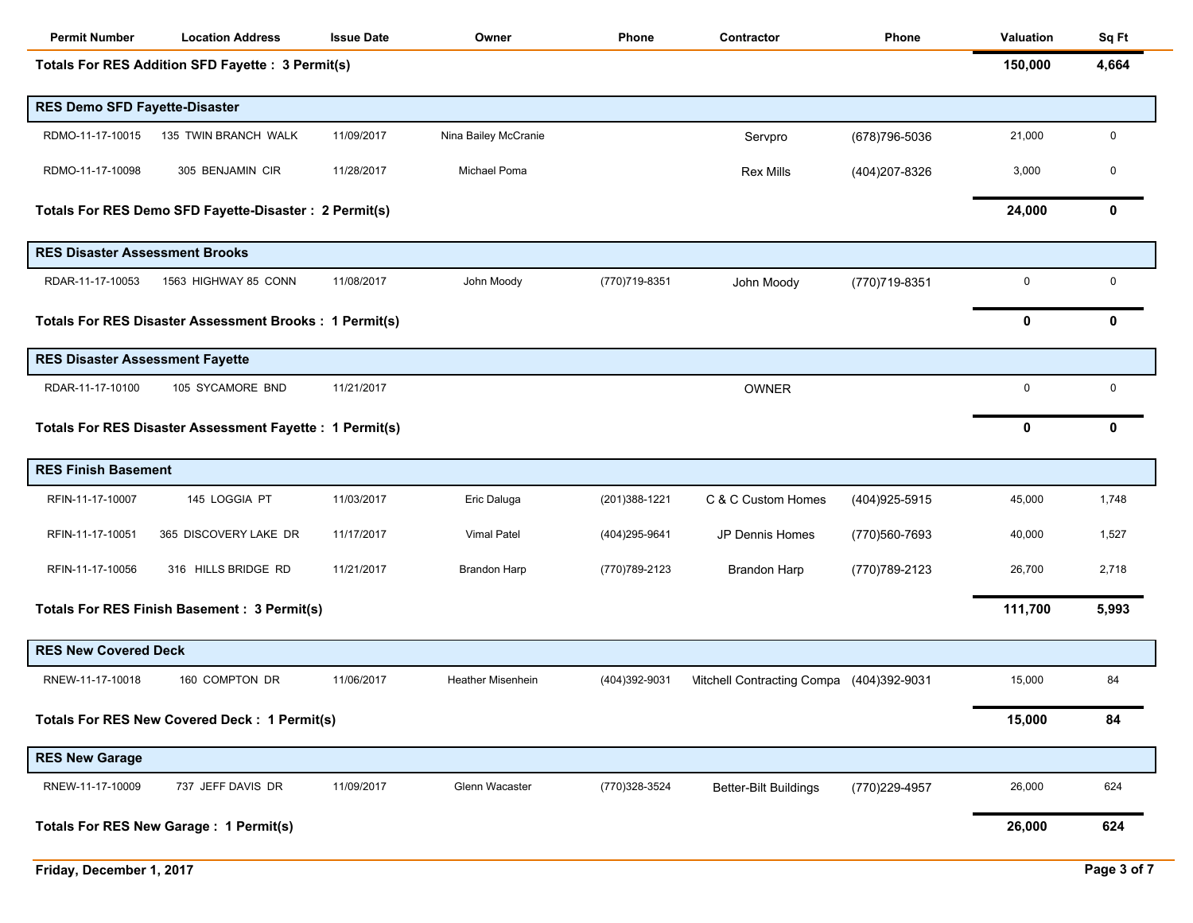| Permit Number | Location Address | Issue Date | Owner | Phone | Contractor | Phone | Valuation | Sq Ft |
|---|---|---|---|---|---|---|---|---|
| **Totals For RES Addition SFD Fayette : 3 Permit(s)** | | | | | | | **150,000** | **4,664** |
| **RES Demo SFD Fayette-Disaster** | | | | | | | | |
| RDMO-11-17-10015 | 135 TWIN BRANCH WALK | 11/09/2017 | Nina Bailey McCranie | | Servpro | (678)796-5036 | 21,000 | 0 |
| RDMO-11-17-10098 | 305 BENJAMIN CIR | 11/28/2017 | Michael Poma | | Rex Mills | (404)207-8326 | 3,000 | 0 |
| **Totals For RES Demo SFD Fayette-Disaster : 2 Permit(s)** | | | | | | | **24,000** | **0** |
| **RES Disaster Assessment Brooks** | | | | | | | | |
| RDAR-11-17-10053 | 1563 HIGHWAY 85 CONN | 11/08/2017 | John Moody | (770)719-8351 | John Moody | (770)719-8351 | 0 | 0 |
| **Totals For RES Disaster Assessment Brooks : 1 Permit(s)** | | | | | | | **0** | **0** |
| **RES Disaster Assessment Fayette** | | | | | | | | |
| RDAR-11-17-10100 | 105 SYCAMORE BND | 11/21/2017 | | | OWNER | | 0 | 0 |
| **Totals For RES Disaster Assessment Fayette : 1 Permit(s)** | | | | | | | **0** | **0** |
| **RES Finish Basement** | | | | | | | | |
| RFIN-11-17-10007 | 145 LOGGIA PT | 11/03/2017 | Eric Daluga | (201)388-1221 | C & C Custom Homes | (404)925-5915 | 45,000 | 1,748 |
| RFIN-11-17-10051 | 365 DISCOVERY LAKE DR | 11/17/2017 | Vimal Patel | (404)295-9641 | JP Dennis Homes | (770)560-7693 | 40,000 | 1,527 |
| RFIN-11-17-10056 | 316 HILLS BRIDGE RD | 11/21/2017 | Brandon Harp | (770)789-2123 | Brandon Harp | (770)789-2123 | 26,700 | 2,718 |
| **Totals For RES Finish Basement : 3 Permit(s)** | | | | | | | **111,700** | **5,993** |
| **RES New Covered Deck** | | | | | | | | |
| RNEW-11-17-10018 | 160 COMPTON DR | 11/06/2017 | Heather Misenhein | (404)392-9031 | Mitchell Contracting Compa | (404)392-9031 | 15,000 | 84 |
| **Totals For RES New Covered Deck : 1 Permit(s)** | | | | | | | **15,000** | **84** |
| **RES New Garage** | | | | | | | | |
| RNEW-11-17-10009 | 737 JEFF DAVIS DR | 11/09/2017 | Glenn Wacaster | (770)328-3524 | Better-Bilt Buildings | (770)229-4957 | 26,000 | 624 |
| **Totals For RES New Garage : 1 Permit(s)** | | | | | | | **26,000** | **624** |

Friday, December 1, 2017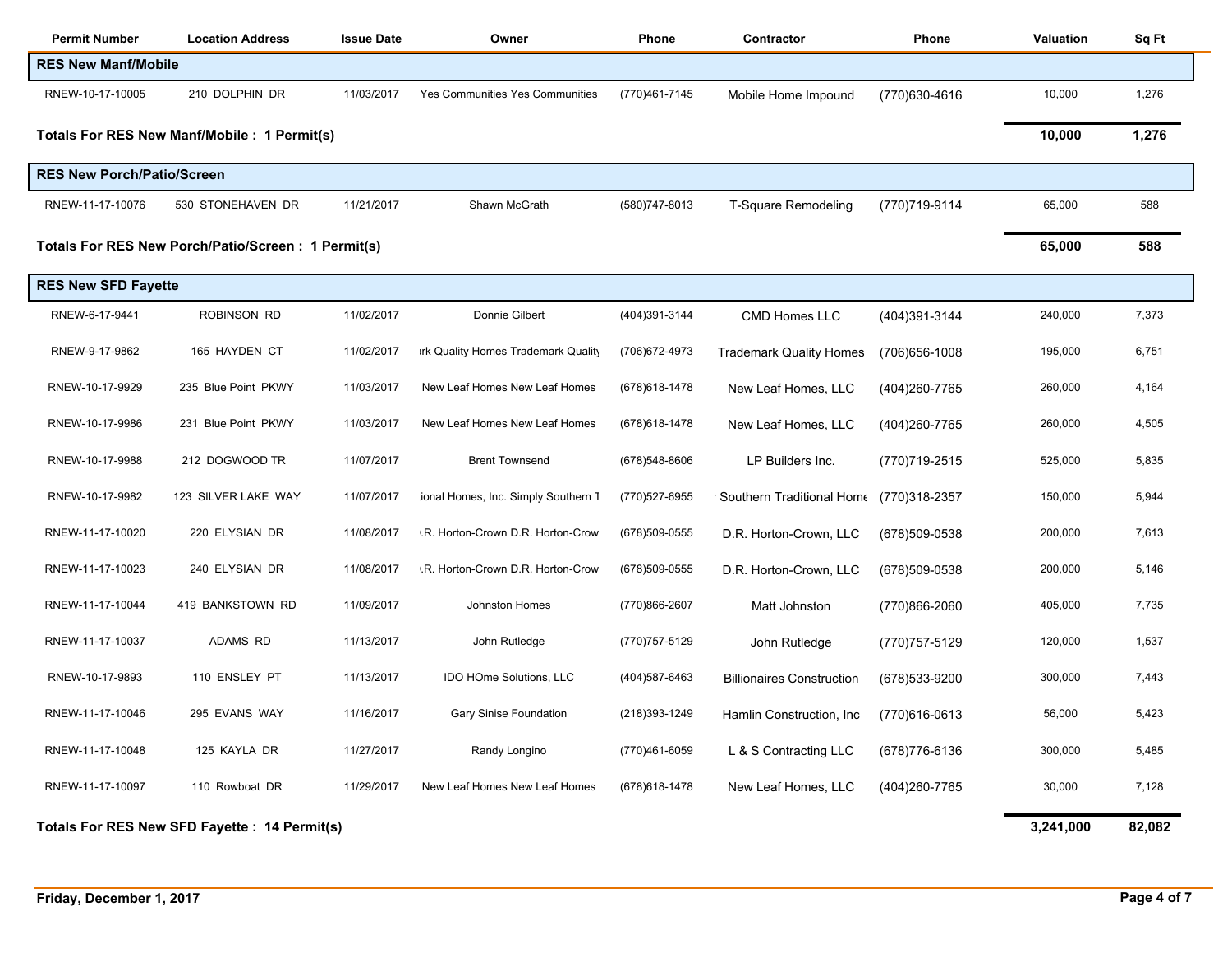| Permit Number | Location Address | Issue Date | Owner | Phone | Contractor | Phone | Valuation | Sq Ft |
|---|---|---|---|---|---|---|---|---|
| **RES New Manf/Mobile** | | | | | | | | |
| RNEW-10-17-10005 | 210 DOLPHIN DR | 11/03/2017 | Yes Communities Yes Communities | (770)461-7145 | Mobile Home Impound | (770)630-4616 | 10,000 | 1,276 |
| **Totals For RES New Manf/Mobile : 1 Permit(s)** | | | | | | | **10,000** | **1,276** |
| **RES New Porch/Patio/Screen** | | | | | | | | |
| RNEW-11-17-10076 | 530 STONEHAVEN DR | 11/21/2017 | Shawn McGrath | (580)747-8013 | T-Square Remodeling | (770)719-9114 | 65,000 | 588 |
| **Totals For RES New Porch/Patio/Screen : 1 Permit(s)** | | | | | | | **65,000** | **588** |
| **RES New SFD Fayette** | | | | | | | | |
| RNEW-6-17-9441 | ROBINSON RD | 11/02/2017 | Donnie Gilbert | (404)391-3144 | CMD Homes LLC | (404)391-3144 | 240,000 | 7,373 |
| RNEW-9-17-9862 | 165 HAYDEN CT | 11/02/2017 | ırk Quality Homes Trademark Quality | (706)672-4973 | Trademark Quality Homes | (706)656-1008 | 195,000 | 6,751 |
| RNEW-10-17-9929 | 235 Blue Point PKWY | 11/03/2017 | New Leaf Homes New Leaf Homes | (678)618-1478 | New Leaf Homes, LLC | (404)260-7765 | 260,000 | 4,164 |
| RNEW-10-17-9986 | 231 Blue Point PKWY | 11/03/2017 | New Leaf Homes New Leaf Homes | (678)618-1478 | New Leaf Homes, LLC | (404)260-7765 | 260,000 | 4,505 |
| RNEW-10-17-9988 | 212 DOGWOOD TR | 11/07/2017 | Brent Townsend | (678)548-8606 | LP Builders Inc. | (770)719-2515 | 525,000 | 5,835 |
| RNEW-10-17-9982 | 123 SILVER LAKE WAY | 11/07/2017 | ːional Homes, Inc. Simply Southern T | (770)527-6955 | Southern Traditional Home | (770)318-2357 | 150,000 | 5,944 |
| RNEW-11-17-10020 | 220 ELYSIAN DR | 11/08/2017 | .R. Horton-Crown D.R. Horton-Crow | (678)509-0555 | D.R. Horton-Crown, LLC | (678)509-0538 | 200,000 | 7,613 |
| RNEW-11-17-10023 | 240 ELYSIAN DR | 11/08/2017 | .R. Horton-Crown D.R. Horton-Crow | (678)509-0555 | D.R. Horton-Crown, LLC | (678)509-0538 | 200,000 | 5,146 |
| RNEW-11-17-10044 | 419 BANKSTOWN RD | 11/09/2017 | Johnston Homes | (770)866-2607 | Matt Johnston | (770)866-2060 | 405,000 | 7,735 |
| RNEW-11-17-10037 | ADAMS RD | 11/13/2017 | John Rutledge | (770)757-5129 | John Rutledge | (770)757-5129 | 120,000 | 1,537 |
| RNEW-10-17-9893 | 110 ENSLEY PT | 11/13/2017 | IDO HOme Solutions, LLC | (404)587-6463 | Billionaires Construction | (678)533-9200 | 300,000 | 7,443 |
| RNEW-11-17-10046 | 295 EVANS WAY | 11/16/2017 | Gary Sinise Foundation | (218)393-1249 | Hamlin Construction, Inc | (770)616-0613 | 56,000 | 5,423 |
| RNEW-11-17-10048 | 125 KAYLA DR | 11/27/2017 | Randy Longino | (770)461-6059 | L & S Contracting LLC | (678)776-6136 | 300,000 | 5,485 |
| RNEW-11-17-10097 | 110 Rowboat DR | 11/29/2017 | New Leaf Homes New Leaf Homes | (678)618-1478 | New Leaf Homes, LLC | (404)260-7765 | 30,000 | 7,128 |
| **Totals For RES New SFD Fayette : 14 Permit(s)** | | | | | | | **3,241,000** | **82,082** |

Friday, December 1, 2017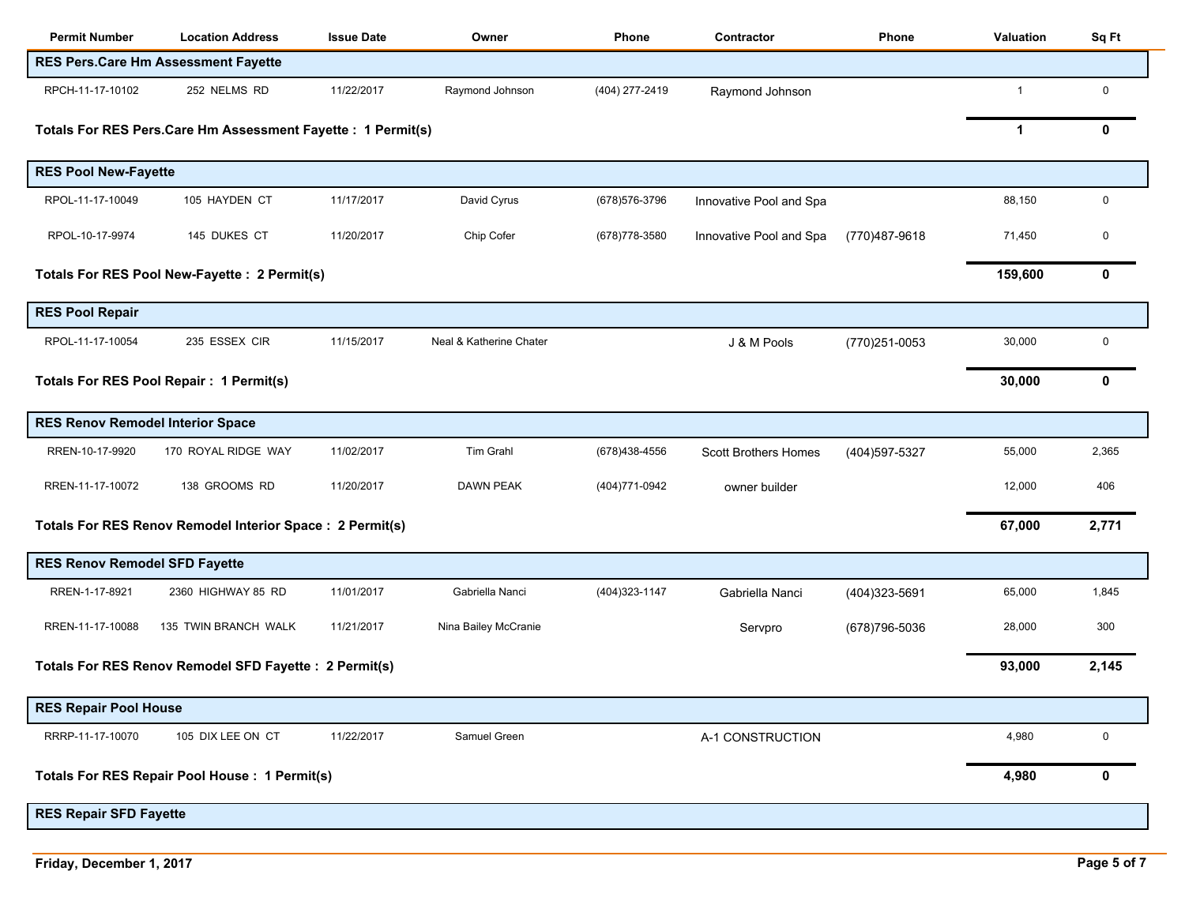| Permit Number | Location Address | Issue Date | Owner | Phone | Contractor | Phone | Valuation | Sq Ft |
|---|---|---|---|---|---|---|---|---|
| **RES Pers.Care Hm Assessment Fayette** | | | | | | | | |
| RPCH-11-17-10102 | 252 NELMS RD | 11/22/2017 | Raymond Johnson | (404) 277-2419 | Raymond Johnson | | 1 | 0 |
| **Totals For RES Pers.Care Hm Assessment Fayette : 1 Permit(s)** | | | | | | | **1** | **0** |
| **RES Pool New-Fayette** | | | | | | | | |
| RPOL-11-17-10049 | 105 HAYDEN CT | 11/17/2017 | David Cyrus | (678)576-3796 | Innovative Pool and Spa | | 88,150 | 0 |
| RPOL-10-17-9974 | 145 DUKES CT | 11/20/2017 | Chip Cofer | (678)778-3580 | Innovative Pool and Spa | (770)487-9618 | 71,450 | 0 |
| **Totals For RES Pool New-Fayette : 2 Permit(s)** | | | | | | | **159,600** | **0** |
| **RES Pool Repair** | | | | | | | | |
| RPOL-11-17-10054 | 235 ESSEX CIR | 11/15/2017 | Neal & Katherine Chater | | J & M Pools | (770)251-0053 | 30,000 | 0 |
| **Totals For RES Pool Repair : 1 Permit(s)** | | | | | | | **30,000** | **0** |
| **RES Renov Remodel Interior Space** | | | | | | | | |
| RREN-10-17-9920 | 170 ROYAL RIDGE WAY | 11/02/2017 | Tim Grahl | (678)438-4556 | Scott Brothers Homes | (404)597-5327 | 55,000 | 2,365 |
| RREN-11-17-10072 | 138 GROOMS RD | 11/20/2017 | DAWN PEAK | (404)771-0942 | owner builder | | 12,000 | 406 |
| **Totals For RES Renov Remodel Interior Space : 2 Permit(s)** | | | | | | | **67,000** | **2,771** |
| **RES Renov Remodel SFD Fayette** | | | | | | | | |
| RREN-1-17-8921 | 2360 HIGHWAY 85 RD | 11/01/2017 | Gabriella Nanci | (404)323-1147 | Gabriella Nanci | (404)323-5691 | 65,000 | 1,845 |
| RREN-11-17-10088 | 135 TWIN BRANCH WALK | 11/21/2017 | Nina Bailey McCranie | | Servpro | (678)796-5036 | 28,000 | 300 |
| **Totals For RES Renov Remodel SFD Fayette : 2 Permit(s)** | | | | | | | **93,000** | **2,145** |
| **RES Repair Pool House** | | | | | | | | |
| RRRP-11-17-10070 | 105 DIX LEE ON CT | 11/22/2017 | Samuel Green | | A-1 CONSTRUCTION | | 4,980 | 0 |
| **Totals For RES Repair Pool House : 1 Permit(s)** | | | | | | | **4,980** | **0** |
| **RES Repair SFD Fayette** | | | | | | | | |

Friday, December 1, 2017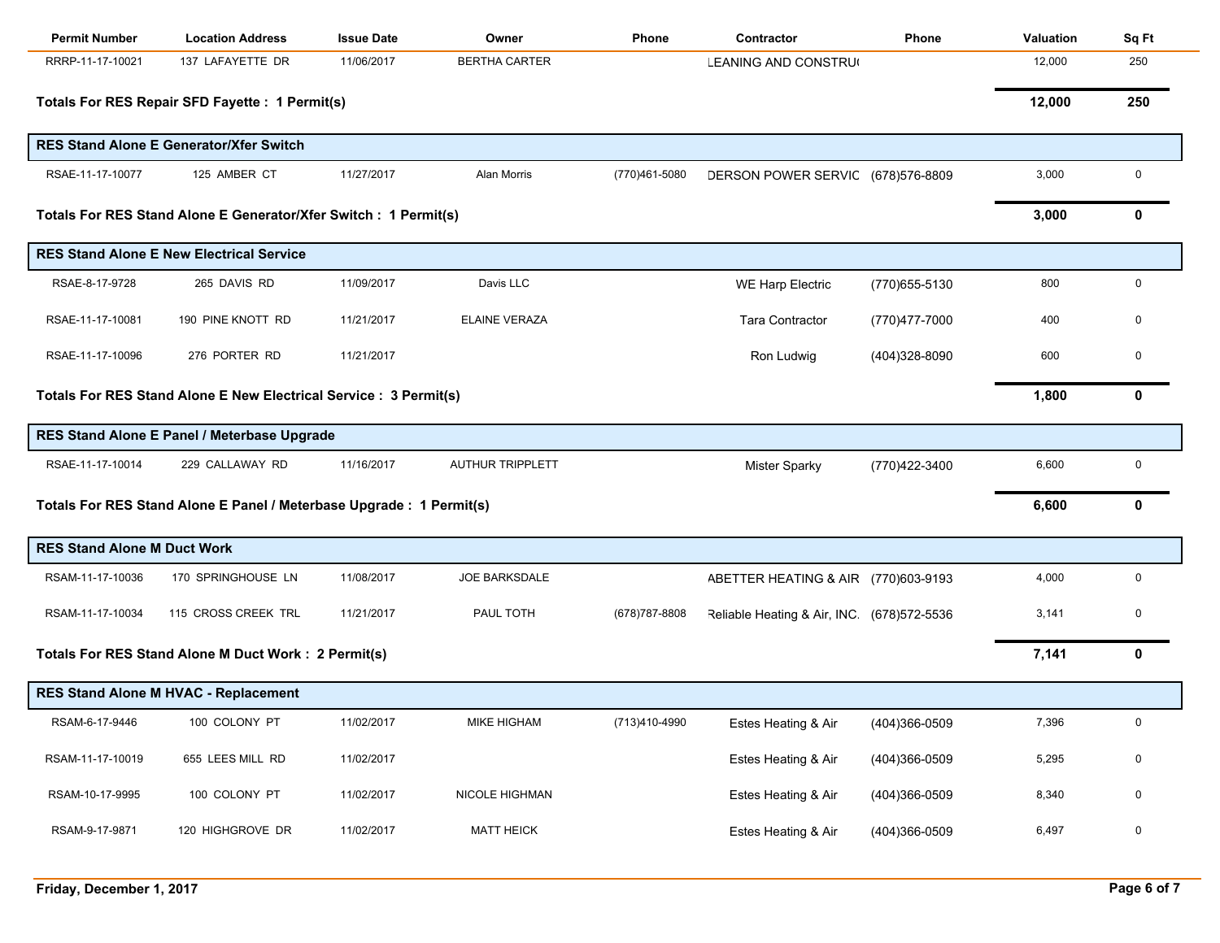| Permit Number | Location Address | Issue Date | Owner | Phone | Contractor | Phone | Valuation | Sq Ft |
|---|---|---|---|---|---|---|---|---|
| RRRP-11-17-10021 | 137 LAFAYETTE DR | 11/06/2017 | BERTHA CARTER | | LEANING AND CONSTRU( | | 12,000 | 250 |
| **Totals For RES Repair SFD Fayette : 1 Permit(s)** | | | | | | | **12,000** | **250** |
| **RES Stand Alone E Generator/Xfer Switch** | | | | | | | | |
| RSAE-11-17-10077 | 125 AMBER CT | 11/27/2017 | Alan Morris | (770)461-5080 | DERSON POWER SERVIC | (678)576-8809 | 3,000 | 0 |
| **Totals For RES Stand Alone E Generator/Xfer Switch : 1 Permit(s)** | | | | | | | **3,000** | **0** |
| **RES Stand Alone E New Electrical Service** | | | | | | | | |
| RSAE-8-17-9728 | 265 DAVIS RD | 11/09/2017 | Davis LLC | | WE Harp Electric | (770)655-5130 | 800 | 0 |
| RSAE-11-17-10081 | 190 PINE KNOTT RD | 11/21/2017 | ELAINE VERAZA | | Tara Contractor | (770)477-7000 | 400 | 0 |
| RSAE-11-17-10096 | 276 PORTER RD | 11/21/2017 | | | Ron Ludwig | (404)328-8090 | 600 | 0 |
| **Totals For RES Stand Alone E New Electrical Service : 3 Permit(s)** | | | | | | | **1,800** | **0** |
| **RES Stand Alone E Panel / Meterbase Upgrade** | | | | | | | | |
| RSAE-11-17-10014 | 229 CALLAWAY RD | 11/16/2017 | AUTHUR TRIPPLETT | | Mister Sparky | (770)422-3400 | 6,600 | 0 |
| **Totals For RES Stand Alone E Panel / Meterbase Upgrade : 1 Permit(s)** | | | | | | | **6,600** | **0** |
| **RES Stand Alone M Duct Work** | | | | | | | | |
| RSAM-11-17-10036 | 170 SPRINGHOUSE LN | 11/08/2017 | JOE BARKSDALE | | ABETTER HEATING & AIR | (770)603-9193 | 4,000 | 0 |
| RSAM-11-17-10034 | 115 CROSS CREEK TRL | 11/21/2017 | PAUL TOTH | (678)787-8808 | Reliable Heating & Air, INC. | (678)572-5536 | 3,141 | 0 |
| **Totals For RES Stand Alone M Duct Work : 2 Permit(s)** | | | | | | | **7,141** | **0** |
| **RES Stand Alone M HVAC - Replacement** | | | | | | | | |
| RSAM-6-17-9446 | 100 COLONY PT | 11/02/2017 | MIKE HIGHAM | (713)410-4990 | Estes Heating & Air | (404)366-0509 | 7,396 | 0 |
| RSAM-11-17-10019 | 655 LEES MILL RD | 11/02/2017 | | | Estes Heating & Air | (404)366-0509 | 5,295 | 0 |
| RSAM-10-17-9995 | 100 COLONY PT | 11/02/2017 | NICOLE HIGHMAN | | Estes Heating & Air | (404)366-0509 | 8,340 | 0 |
| RSAM-9-17-9871 | 120 HIGHGROVE DR | 11/02/2017 | MATT HEICK | | Estes Heating & Air | (404)366-0509 | 6,497 | 0 |

**Friday, December 1, 2017**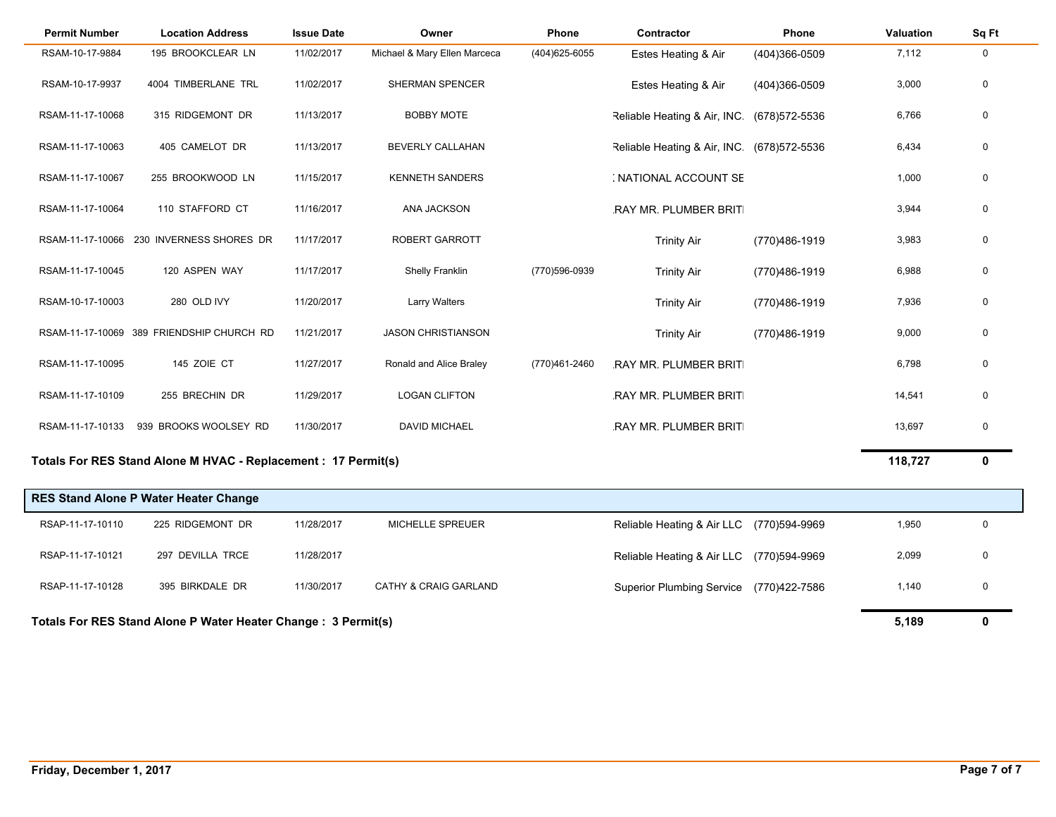| Permit Number | Location Address | Issue Date | Owner | Phone | Contractor | Phone | Valuation | Sq Ft |
|---|---|---|---|---|---|---|---|---|
| RSAM-10-17-9884 | 195 BROOKCLEAR LN | 11/02/2017 | Michael & Mary Ellen Marceca | (404)625-6055 | Estes Heating & Air | (404)366-0509 | 7,112 | 0 |
| RSAM-10-17-9937 | 4004 TIMBERLANE TRL | 11/02/2017 | SHERMAN SPENCER | | Estes Heating & Air | (404)366-0509 | 3,000 | 0 |
| RSAM-11-17-10068 | 315 RIDGEMONT DR | 11/13/2017 | BOBBY MOTE | | Reliable Heating & Air, INC. | (678)572-5536 | 6,766 | 0 |
| RSAM-11-17-10063 | 405 CAMELOT DR | 11/13/2017 | BEVERLY CALLAHAN | | Reliable Heating & Air, INC. | (678)572-5536 | 6,434 | 0 |
| RSAM-11-17-10067 | 255 BROOKWOOD LN | 11/15/2017 | KENNETH SANDERS | | NATIONAL ACCOUNT SE | | 1,000 | 0 |
| RSAM-11-17-10064 | 110 STAFFORD CT | 11/16/2017 | ANA JACKSON | | RAY MR. PLUMBER BRIT | | 3,944 | 0 |
| RSAM-11-17-10066 | 230 INVERNESS SHORES DR | 11/17/2017 | ROBERT GARROTT | | Trinity Air | (770)486-1919 | 3,983 | 0 |
| RSAM-11-17-10045 | 120 ASPEN WAY | 11/17/2017 | Shelly Franklin | (770)596-0939 | Trinity Air | (770)486-1919 | 6,988 | 0 |
| RSAM-10-17-10003 | 280 OLD IVY | 11/20/2017 | Larry Walters | | Trinity Air | (770)486-1919 | 7,936 | 0 |
| RSAM-11-17-10069 | 389 FRIENDSHIP CHURCH RD | 11/21/2017 | JASON CHRISTIANSON | | Trinity Air | (770)486-1919 | 9,000 | 0 |
| RSAM-11-17-10095 | 145 ZOIE CT | 11/27/2017 | Ronald and Alice Braley | (770)461-2460 | RAY MR. PLUMBER BRIT | | 6,798 | 0 |
| RSAM-11-17-10109 | 255 BRECHIN DR | 11/29/2017 | LOGAN CLIFTON | | RAY MR. PLUMBER BRIT | | 14,541 | 0 |
| RSAM-11-17-10133 | 939 BROOKS WOOLSEY RD | 11/30/2017 | DAVID MICHAEL | | RAY MR. PLUMBER BRIT | | 13,697 | 0 |

**Totals For RES Stand Alone M HVAC - Replacement : 17 Permit(s)** — **118,727** — **0**

**RES Stand Alone P Water Heater Change**

| Permit Number | Location Address | Issue Date | Owner | Phone | Contractor | Phone | Valuation | Sq Ft |
|---|---|---|---|---|---|---|---|---|
| RSAP-11-17-10110 | 225 RIDGEMONT DR | 11/28/2017 | MICHELLE SPREUER | | Reliable Heating & Air LLC | (770)594-9969 | 1,950 | 0 |
| RSAP-11-17-10121 | 297 DEVILLA TRCE | 11/28/2017 | | | Reliable Heating & Air LLC | (770)594-9969 | 2,099 | 0 |
| RSAP-11-17-10128 | 395 BIRKDALE DR | 11/30/2017 | CATHY & CRAIG GARLAND | | Superior Plumbing Service | (770)422-7586 | 1,140 | 0 |

**Totals For RES Stand Alone P Water Heater Change : 3 Permit(s)** — **5,189** — **0**